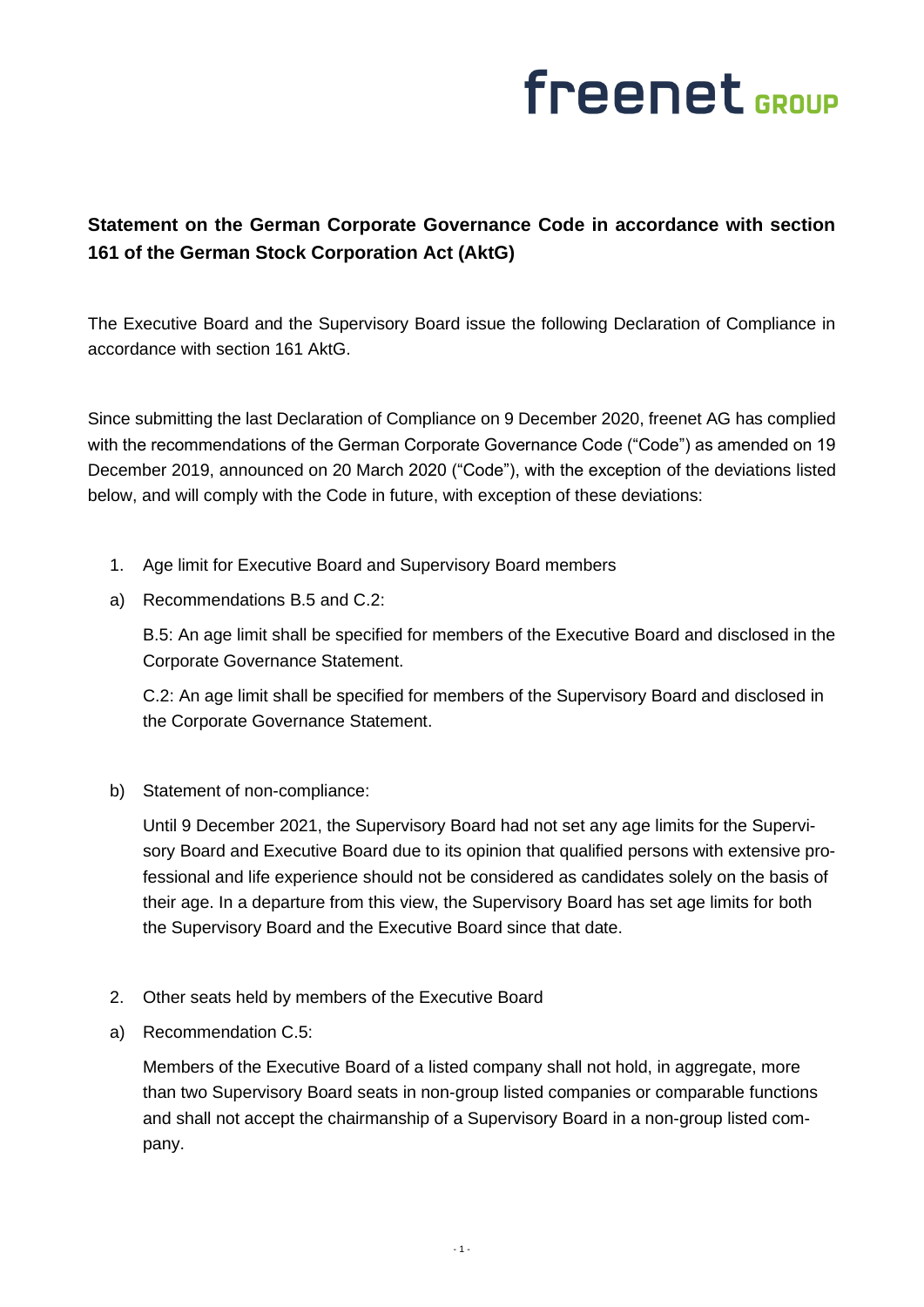**Statement on the German Corporate Governance Code in accordance with section 161 of the German Stock Corporation Act (AktG)**

The Executive Board and the Supervisory Board issue the following Declaration of Compliance in accordance with section 161 AktG.

Since submitting the last Declaration of Compliance on 9 December 2020, freenet AG has complied with the recommendations of the German Corporate Governance Code ("Code") as amended on 19 December 2019, announced on 20 March 2020 ("Code"), with the exception of the deviations listed below, and will comply with the Code in future, with exception of these deviations:

1. Age limit for Executive Board and Supervisory Board members

a) Recommendations B.5 and C.2:

   B.5: An age limit shall be specified for members of the Executive Board and disclosed in the Corporate Governance Statement.

   C.2: An age limit shall be specified for members of the Supervisory Board and disclosed in the Corporate Governance Statement.

b) Statement of non-compliance:

   Until 9 December 2021, the Supervisory Board had not set any age limits for the Supervisory Board and Executive Board due to its opinion that qualified persons with extensive professional and life experience should not be considered as candidates solely on the basis of their age. In a departure from this view, the Supervisory Board has set age limits for both the Supervisory Board and the Executive Board since that date.

2. Other seats held by members of the Executive Board

a) Recommendation C.5:

   Members of the Executive Board of a listed company shall not hold, in aggregate, more than two Supervisory Board seats in non-group listed companies or comparable functions and shall not accept the chairmanship of a Supervisory Board in a non-group listed company.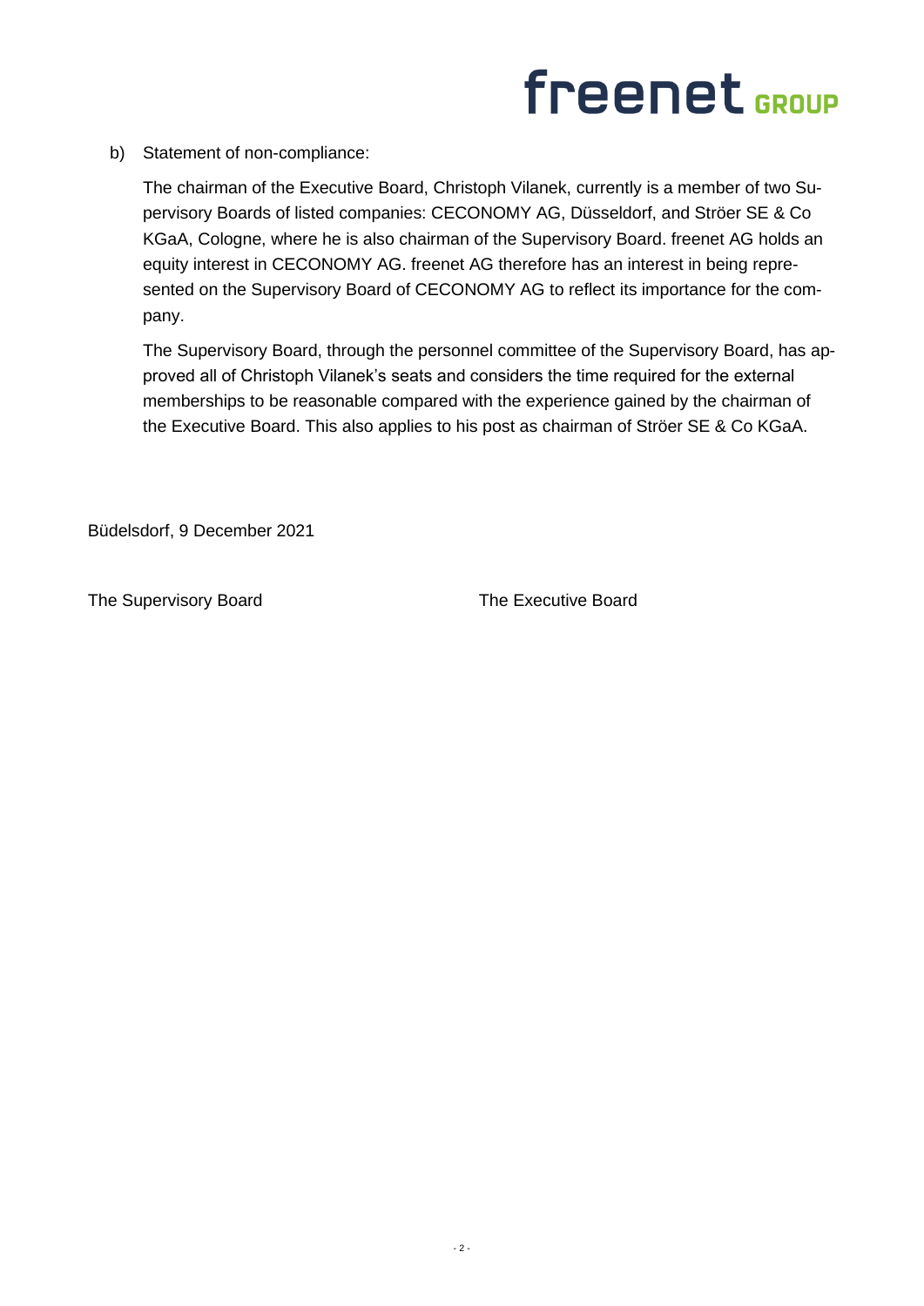b) Statement of non-compliance:

The chairman of the Executive Board, Christoph Vilanek, currently is a member of two Supervisory Boards of listed companies: CECONOMY AG, Düsseldorf, and Ströer SE & Co KGaA, Cologne, where he is also chairman of the Supervisory Board. freenet AG holds an equity interest in CECONOMY AG. freenet AG therefore has an interest in being represented on the Supervisory Board of CECONOMY AG to reflect its importance for the company.

The Supervisory Board, through the personnel committee of the Supervisory Board, has approved all of Christoph Vilanek's seats and considers the time required for the external memberships to be reasonable compared with the experience gained by the chairman of the Executive Board. This also applies to his post as chairman of Ströer SE & Co KGaA.

Büdelsdorf, 9 December 2021

The Supervisory Board

The Executive Board